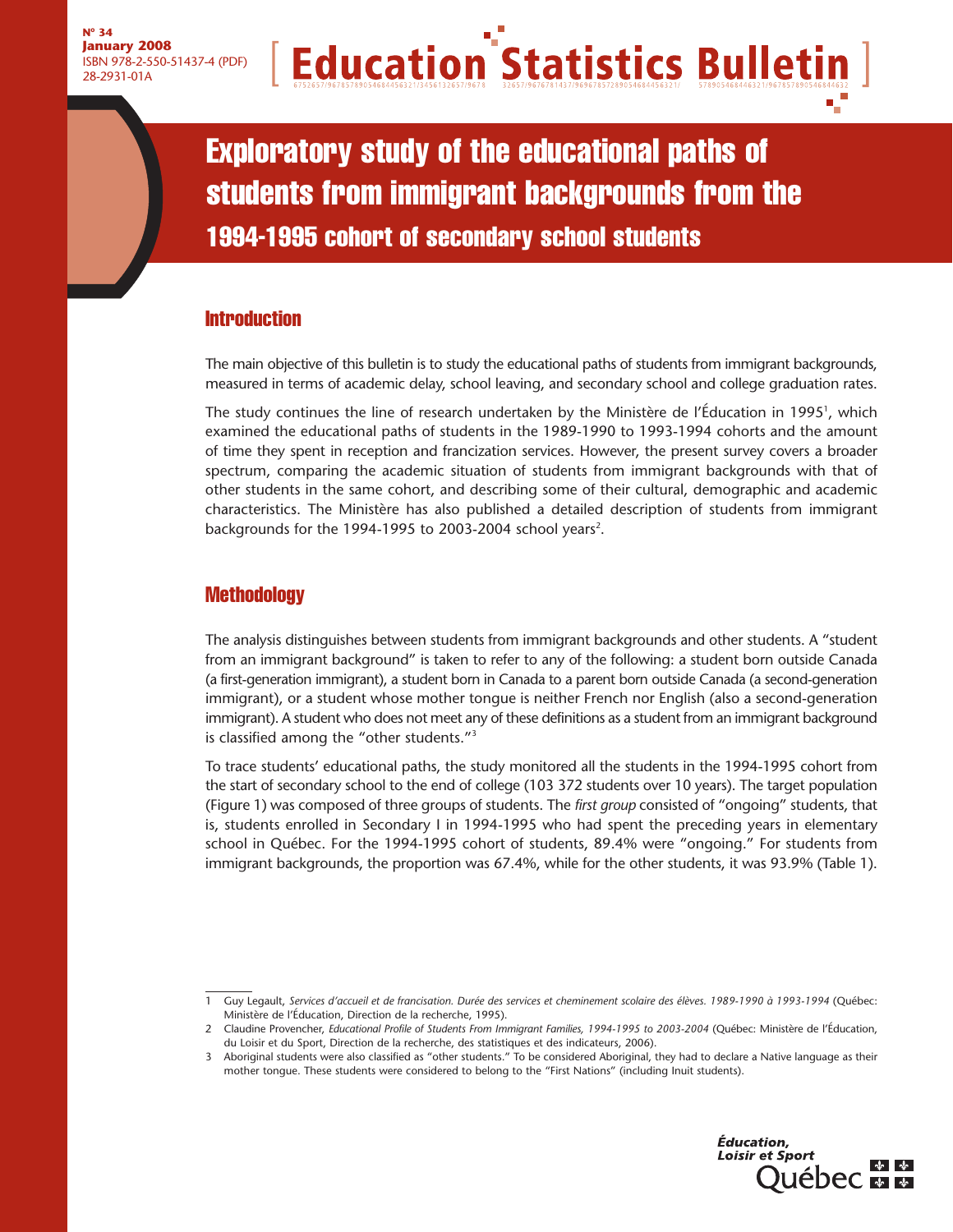Nº 34
January 2008
ISBN 978-2-550-51437-4 (PDF)
28-2931-01A

# Education Statistics Bulletin

# Exploratory study of the educational paths of students from immigrant backgrounds from the 1994-1995 cohort of secondary school students

## Introduction

The main objective of this bulletin is to study the educational paths of students from immigrant backgrounds, measured in terms of academic delay, school leaving, and secondary school and college graduation rates.

The study continues the line of research undertaken by the Ministère de l'Éducation in 1995[1], which examined the educational paths of students in the 1989-1990 to 1993-1994 cohorts and the amount of time they spent in reception and francization services. However, the present survey covers a broader spectrum, comparing the academic situation of students from immigrant backgrounds with that of other students in the same cohort, and describing some of their cultural, demographic and academic characteristics. The Ministère has also published a detailed description of students from immigrant backgrounds for the 1994-1995 to 2003-2004 school years[2].

## Methodology

The analysis distinguishes between students from immigrant backgrounds and other students. A "student from an immigrant background" is taken to refer to any of the following: a student born outside Canada (a first-generation immigrant), a student born in Canada to a parent born outside Canada (a second-generation immigrant), or a student whose mother tongue is neither French nor English (also a second-generation immigrant). A student who does not meet any of these definitions as a student from an immigrant background is classified among the "other students."[3]

To trace students' educational paths, the study monitored all the students in the 1994-1995 cohort from the start of secondary school to the end of college (103 372 students over 10 years). The target population (Figure 1) was composed of three groups of students. The *first group* consisted of "ongoing" students, that is, students enrolled in Secondary I in 1994-1995 who had spent the preceding years in elementary school in Québec. For the 1994-1995 cohort of students, 89.4% were "ongoing." For students from immigrant backgrounds, the proportion was 67.4%, while for the other students, it was 93.9% (Table 1).

---

1 Guy Legault, *Services d'accueil et de francisation. Durée des services et cheminement scolaire des élèves. 1989-1990 à 1993-1994* (Québec: Ministère de l'Éducation, Direction de la recherche, 1995).

2 Claudine Provencher, *Educational Profile of Students From Immigrant Families, 1994-1995 to 2003-2004* (Québec: Ministère de l'Éducation, du Loisir et du Sport, Direction de la recherche, des statistiques et des indicateurs, 2006).

3 Aboriginal students were also classified as "other students." To be considered Aboriginal, they had to declare a Native language as their mother tongue. These students were considered to belong to the "First Nations" (including Inuit students).

Éducation, Loisir et Sport
Québec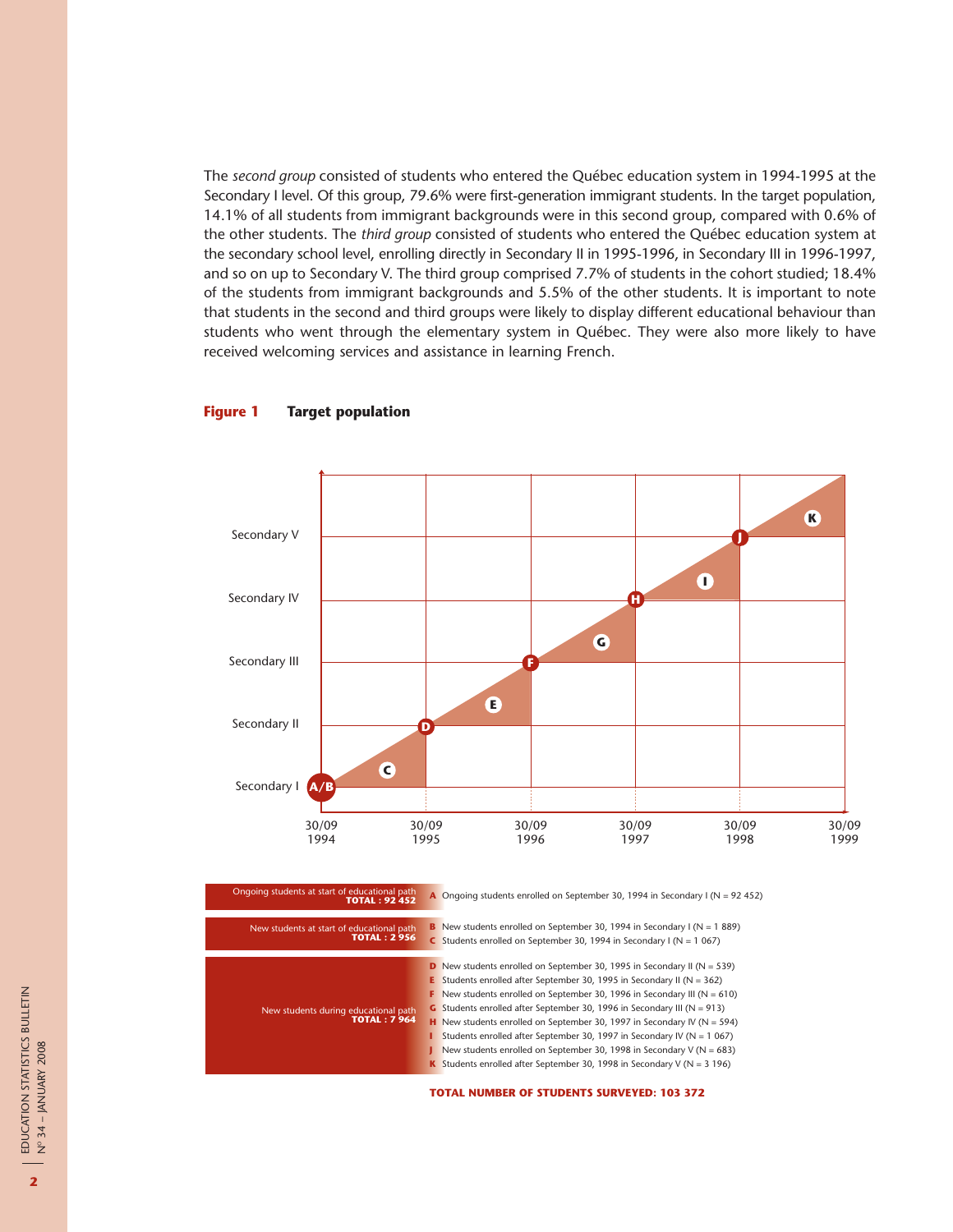The *second group* consisted of students who entered the Québec education system in 1994-1995 at the Secondary I level. Of this group, 79.6% were first-generation immigrant students. In the target population, 14.1% of all students from immigrant backgrounds were in this second group, compared with 0.6% of the other students. The *third group* consisted of students who entered the Québec education system at the secondary school level, enrolling directly in Secondary II in 1995-1996, in Secondary III in 1996-1997, and so on up to Secondary V. The third group comprised 7.7% of students in the cohort studied; 18.4% of the students from immigrant backgrounds and 5.5% of the other students. It is important to note that students in the second and third groups were likely to display different educational behaviour than students who went through the elementary system in Québec. They were also more likely to have received welcoming services and assistance in learning French.

**Figure 1 Target population**

| Group | | Description |
|---|---|---|
| Ongoing students at start of educational path **TOTAL : 92 452** | **A** | Ongoing students enrolled on September 30, 1994 in Secondary I (N = 92 452) |
| New students at start of educational path **TOTAL : 2 956** | **B** | New students enrolled on September 30, 1994 in Secondary I (N = 1 889) |
| | **C** | Students enrolled on September 30, 1994 in Secondary I (N = 1 067) |
| New students during educational path **TOTAL : 7 964** | **D** | New students enrolled on September 30, 1995 in Secondary II (N = 539) |
| | **E** | Students enrolled after September 30, 1995 in Secondary II (N = 362) |
| | **F** | New students enrolled on September 30, 1996 in Secondary III (N = 610) |
| | **G** | Students enrolled after September 30, 1996 in Secondary III (N = 913) |
| | **H** | New students enrolled on September 30, 1997 in Secondary IV (N = 594) |
| | **I** | Students enrolled after September 30, 1997 in Secondary IV (N = 1 067) |
| | **J** | New students enrolled on September 30, 1998 in Secondary V (N = 683) |
| | **K** | Students enrolled after September 30, 1998 in Secondary V (N = 3 196) |

**TOTAL NUMBER OF STUDENTS SURVEYED: 103 372**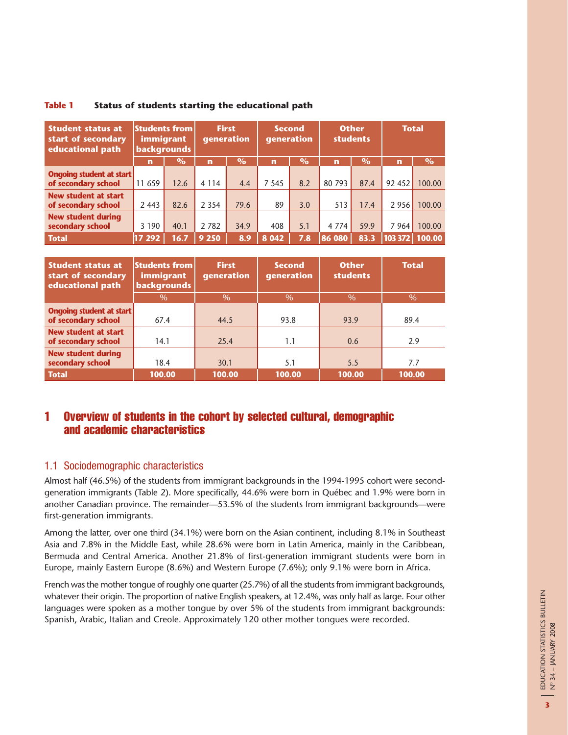**Table 1 Status of students starting the educational path**

| Student status at start of secondary educational path | Students from immigrant backgrounds | | First generation | | Second generation | | Other students | | Total | |
|---|---|---|---|---|---|---|---|---|---|---|
| | n | % | n | % | n | % | n | % | n | % |
| Ongoing student at start of secondary school | 11 659 | 12.6 | 4 114 | 4.4 | 7 545 | 8.2 | 80 793 | 87.4 | 92 452 | 100.00 |
| New student at start of secondary school | 2 443 | 82.6 | 2 354 | 79.6 | 89 | 3.0 | 513 | 17.4 | 2 956 | 100.00 |
| New student during secondary school | 3 190 | 40.1 | 2 782 | 34.9 | 408 | 5.1 | 4 774 | 59.9 | 7 964 | 100.00 |
| **Total** | **17 292** | **16.7** | **9 250** | **8.9** | **8 042** | **7.8** | **86 080** | **83.3** | **103 372** | **100.00** |

| Student status at start of secondary educational path | Students from immigrant backgrounds | First generation | Second generation | Other students | Total |
|---|---|---|---|---|---|
| | % | % | % | % | % |
| Ongoing student at start of secondary school | 67.4 | 44.5 | 93.8 | 93.9 | 89.4 |
| New student at start of secondary school | 14.1 | 25.4 | 1.1 | 0.6 | 2.9 |
| New student during secondary school | 18.4 | 30.1 | 5.1 | 5.5 | 7.7 |
| **Total** | **100.00** | **100.00** | **100.00** | **100.00** | **100.00** |

# 1 Overview of students in the cohort by selected cultural, demographic and academic characteristics

## 1.1 Sociodemographic characteristics

Almost half (46.5%) of the students from immigrant backgrounds in the 1994-1995 cohort were second-generation immigrants (Table 2). More specifically, 44.6% were born in Québec and 1.9% were born in another Canadian province. The remainder—53.5% of the students from immigrant backgrounds—were first-generation immigrants.

Among the latter, over one third (34.1%) were born on the Asian continent, including 8.1% in Southeast Asia and 7.8% in the Middle East, while 28.6% were born in Latin America, mainly in the Caribbean, Bermuda and Central America. Another 21.8% of first-generation immigrant students were born in Europe, mainly Eastern Europe (8.6%) and Western Europe (7.6%); only 9.1% were born in Africa.

French was the mother tongue of roughly one quarter (25.7%) of all the students from immigrant backgrounds, whatever their origin. The proportion of native English speakers, at 12.4%, was only half as large. Four other languages were spoken as a mother tongue by over 5% of the students from immigrant backgrounds: Spanish, Arabic, Italian and Creole. Approximately 120 other mother tongues were recorded.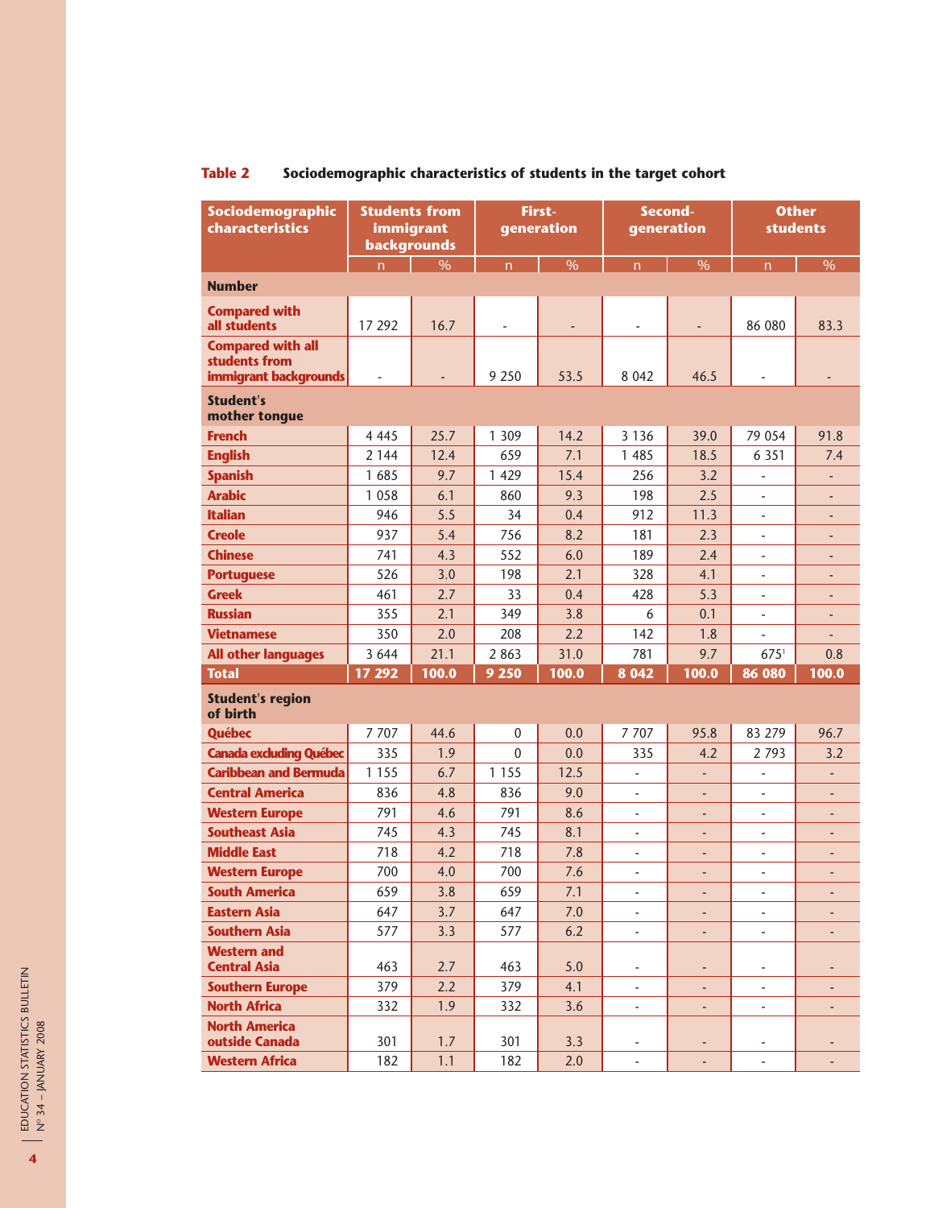**Table 2 Sociodemographic characteristics of students in the target cohort**

| Sociodemographic characteristics | Students from immigrant backgrounds | | First-generation | | Second-generation | | Other students | |
|---|---|---|---|---|---|---|---|---|
| | n | % | n | % | n | % | n | % |
| **Number** | | | | | | | | |
| **Compared with all students** | 17 292 | 16.7 | - | - | - | - | 86 080 | 83.3 |
| **Compared with all students from immigrant backgrounds** | - | - | 9 250 | 53.5 | 8 042 | 46.5 | - | - |
| **Student's mother tongue** | | | | | | | | |
| **French** | 4 445 | 25.7 | 1 309 | 14.2 | 3 136 | 39.0 | 79 054 | 91.8 |
| **English** | 2 144 | 12.4 | 659 | 7.1 | 1 485 | 18.5 | 6 351 | 7.4 |
| **Spanish** | 1 685 | 9.7 | 1 429 | 15.4 | 256 | 3.2 | - | - |
| **Arabic** | 1 058 | 6.1 | 860 | 9.3 | 198 | 2.5 | - | - |
| **Italian** | 946 | 5.5 | 34 | 0.4 | 912 | 11.3 | - | - |
| **Creole** | 937 | 5.4 | 756 | 8.2 | 181 | 2.3 | - | - |
| **Chinese** | 741 | 4.3 | 552 | 6.0 | 189 | 2.4 | - | - |
| **Portuguese** | 526 | 3.0 | 198 | 2.1 | 328 | 4.1 | - | - |
| **Greek** | 461 | 2.7 | 33 | 0.4 | 428 | 5.3 | - | - |
| **Russian** | 355 | 2.1 | 349 | 3.8 | 6 | 0.1 | - | - |
| **Vietnamese** | 350 | 2.0 | 208 | 2.2 | 142 | 1.8 | - | - |
| **All other languages** | 3 644 | 21.1 | 2 863 | 31.0 | 781 | 9.7 | 675[1] | 0.8 |
| **Total** | **17 292** | **100.0** | **9 250** | **100.0** | **8 042** | **100.0** | **86 080** | **100.0** |
| **Student's region of birth** | | | | | | | | |
| **Québec** | 7 707 | 44.6 | 0 | 0.0 | 7 707 | 95.8 | 83 279 | 96.7 |
| **Canada excluding Québec** | 335 | 1.9 | 0 | 0.0 | 335 | 4.2 | 2 793 | 3.2 |
| **Caribbean and Bermuda** | 1 155 | 6.7 | 1 155 | 12.5 | - | - | - | - |
| **Central America** | 836 | 4.8 | 836 | 9.0 | - | - | - | - |
| **Western Europe** | 791 | 4.6 | 791 | 8.6 | - | - | - | - |
| **Southeast Asia** | 745 | 4.3 | 745 | 8.1 | - | - | - | - |
| **Middle East** | 718 | 4.2 | 718 | 7.8 | - | - | - | - |
| **Western Europe** | 700 | 4.0 | 700 | 7.6 | - | - | - | - |
| **South America** | 659 | 3.8 | 659 | 7.1 | - | - | - | - |
| **Eastern Asia** | 647 | 3.7 | 647 | 7.0 | - | - | - | - |
| **Southern Asia** | 577 | 3.3 | 577 | 6.2 | - | - | - | - |
| **Western and Central Asia** | 463 | 2.7 | 463 | 5.0 | - | - | - | - |
| **Southern Europe** | 379 | 2.2 | 379 | 4.1 | - | - | - | - |
| **North Africa** | 332 | 1.9 | 332 | 3.6 | - | - | - | - |
| **North America outside Canada** | 301 | 1.7 | 301 | 3.3 | - | - | - | - |
| **Western Africa** | 182 | 1.1 | 182 | 2.0 | - | - | - | - |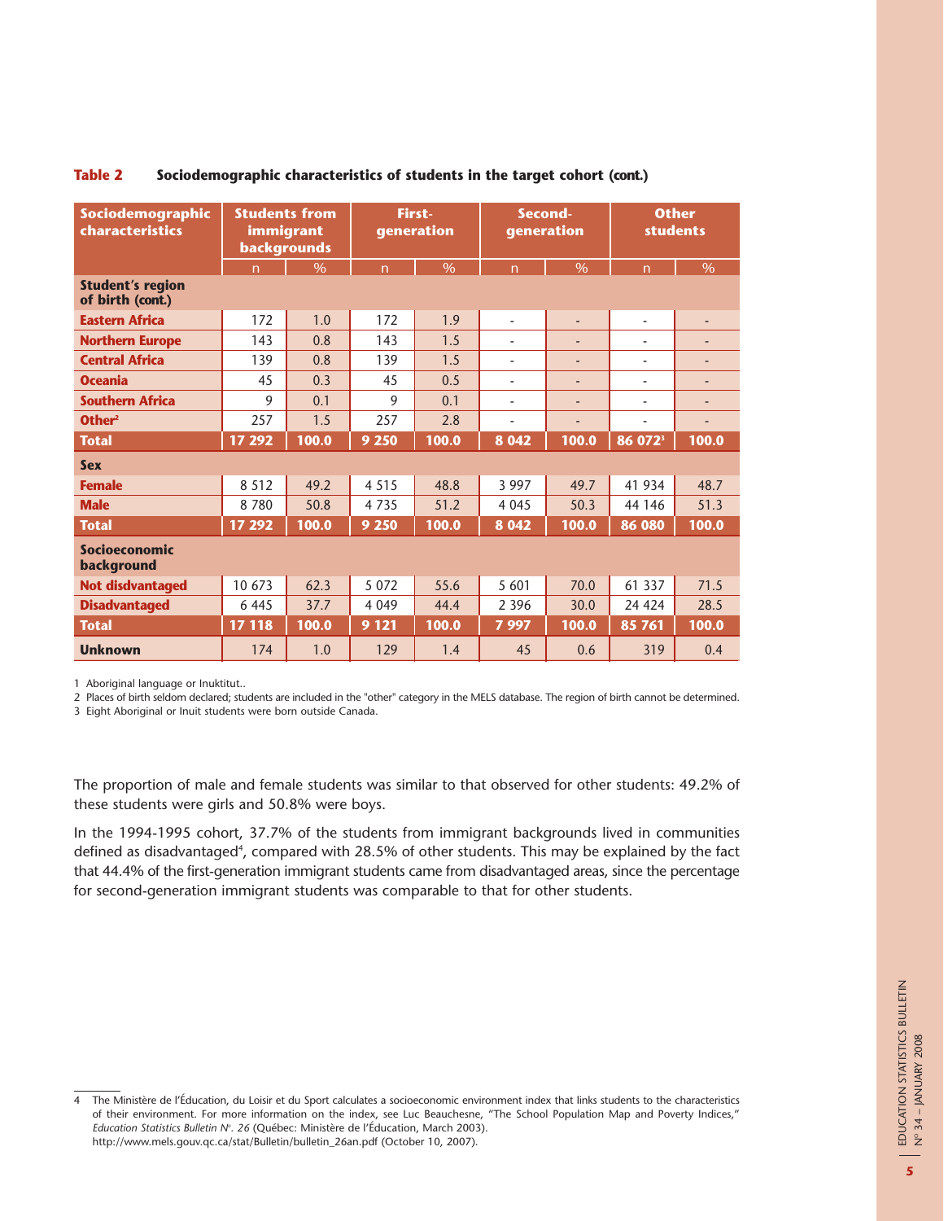**Table 2 Sociodemographic characteristics of students in the target cohort (cont.)**

| Sociodemographic characteristics | Students from immigrant backgrounds | | First-generation | | Second-generation | | Other students | |
|---|---|---|---|---|---|---|---|---|
| | n | % | n | % | n | % | n | % |
| **Student's region of birth (cont.)** | | | | | | | | |
| **Eastern Africa** | 172 | 1.0 | 172 | 1.9 | - | - | - | - |
| **Northern Europe** | 143 | 0.8 | 143 | 1.5 | - | - | - | - |
| **Central Africa** | 139 | 0.8 | 139 | 1.5 | - | - | - | - |
| **Oceania** | 45 | 0.3 | 45 | 0.5 | - | - | - | - |
| **Southern Africa** | 9 | 0.1 | 9 | 0.1 | - | - | - | - |
| **Other**[2] | 257 | 1.5 | 257 | 2.8 | - | - | - | - |
| **Total** | **17 292** | **100.0** | **9 250** | **100.0** | **8 042** | **100.0** | **86 072**[3] | **100.0** |
| **Sex** | | | | | | | | |
| **Female** | 8 512 | 49.2 | 4 515 | 48.8 | 3 997 | 49.7 | 41 934 | 48.7 |
| **Male** | 8 780 | 50.8 | 4 735 | 51.2 | 4 045 | 50.3 | 44 146 | 51.3 |
| **Total** | **17 292** | **100.0** | **9 250** | **100.0** | **8 042** | **100.0** | **86 080** | **100.0** |
| **Socioeconomic background** | | | | | | | | |
| **Not disdvantaged** | 10 673 | 62.3 | 5 072 | 55.6 | 5 601 | 70.0 | 61 337 | 71.5 |
| **Disadvantaged** | 6 445 | 37.7 | 4 049 | 44.4 | 2 396 | 30.0 | 24 424 | 28.5 |
| **Total** | **17 118** | **100.0** | **9 121** | **100.0** | **7 997** | **100.0** | **85 761** | **100.0** |
| **Unknown** | 174 | 1.0 | 129 | 1.4 | 45 | 0.6 | 319 | 0.4 |

1 Aboriginal language or Inuktitut..

2 Places of birth seldom declared; students are included in the "other" category in the MELS database. The region of birth cannot be determined.

3 Eight Aboriginal or Inuit students were born outside Canada.

The proportion of male and female students was similar to that observed for other students: 49.2% of these students were girls and 50.8% were boys.

In the 1994-1995 cohort, 37.7% of the students from immigrant backgrounds lived in communities defined as disadvantaged[4], compared with 28.5% of other students. This may be explained by the fact that 44.4% of the first-generation immigrant students came from disadvantaged areas, since the percentage for second-generation immigrant students was comparable to that for other students.

---

4 The Ministère de l'Éducation, du Loisir et du Sport calculates a socioeconomic environment index that links students to the characteristics of their environment. For more information on the index, see Luc Beauchesne, "The School Population Map and Poverty Indices," *Education Statistics Bulletin N°. 26* (Québec: Ministère de l'Éducation, March 2003). http://www.mels.gouv.qc.ca/stat/Bulletin/bulletin_26an.pdf (October 10, 2007).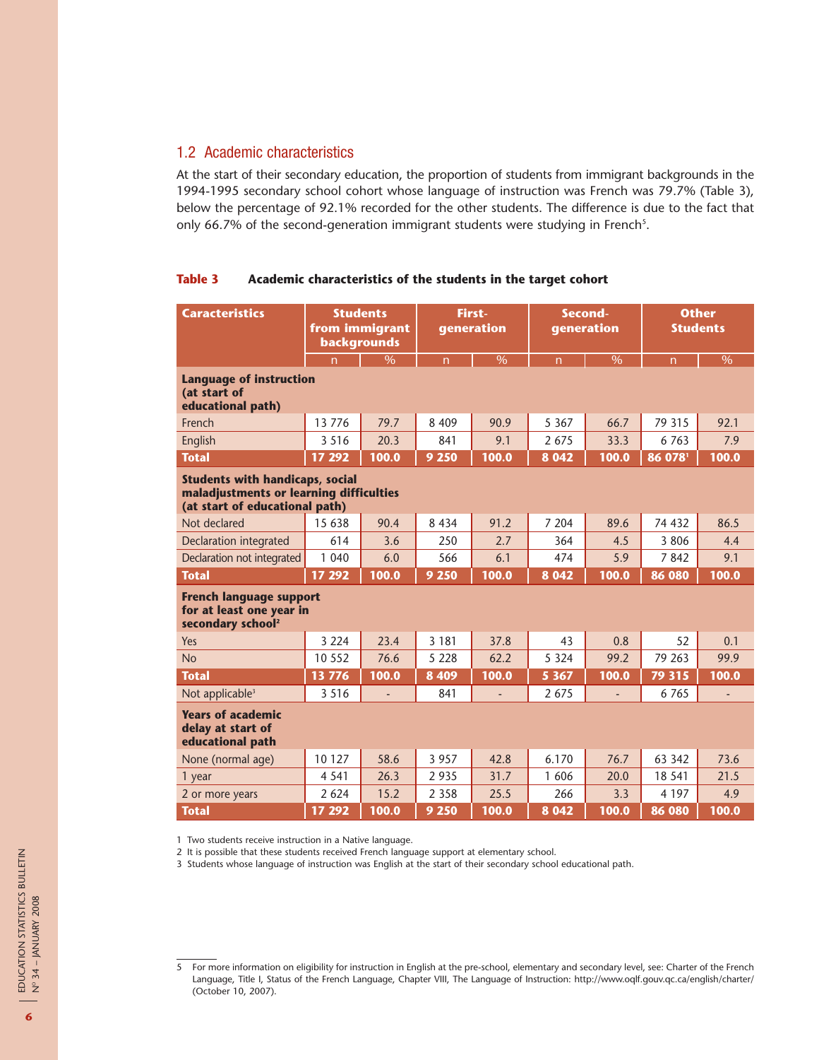## 1.2 Academic characteristics

At the start of their secondary education, the proportion of students from immigrant backgrounds in the 1994-1995 secondary school cohort whose language of instruction was French was 79.7% (Table 3), below the percentage of 92.1% recorded for the other students. The difference is due to the fact that only 66.7% of the second-generation immigrant students were studying in French[5].

**Table 3 Academic characteristics of the students in the target cohort**

| Caracteristics | Students from immigrant backgrounds | | First-generation | | Second-generation | | Other Students | |
|---|---|---|---|---|---|---|---|---|
| | n | % | n | % | n | % | n | % |
| **Language of instruction (at start of educational path)** | | | | | | | | |
| French | 13 776 | 79.7 | 8 409 | 90.9 | 5 367 | 66.7 | 79 315 | 92.1 |
| English | 3 516 | 20.3 | 841 | 9.1 | 2 675 | 33.3 | 6 763 | 7.9 |
| **Total** | **17 292** | **100.0** | **9 250** | **100.0** | **8 042** | **100.0** | **86 078[1]** | **100.0** |
| **Students with handicaps, social maladjustments or learning difficulties (at start of educational path)** | | | | | | | | |
| Not declared | 15 638 | 90.4 | 8 434 | 91.2 | 7 204 | 89.6 | 74 432 | 86.5 |
| Declaration integrated | 614 | 3.6 | 250 | 2.7 | 364 | 4.5 | 3 806 | 4.4 |
| Declaration not integrated | 1 040 | 6.0 | 566 | 6.1 | 474 | 5.9 | 7 842 | 9.1 |
| **Total** | **17 292** | **100.0** | **9 250** | **100.0** | **8 042** | **100.0** | **86 080** | **100.0** |
| **French language support for at least one year in secondary school[2]** | | | | | | | | |
| Yes | 3 224 | 23.4 | 3 181 | 37.8 | 43 | 0.8 | 52 | 0.1 |
| No | 10 552 | 76.6 | 5 228 | 62.2 | 5 324 | 99.2 | 79 263 | 99.9 |
| **Total** | **13 776** | **100.0** | **8 409** | **100.0** | **5 367** | **100.0** | **79 315** | **100.0** |
| Not applicable[3] | 3 516 | - | 841 | - | 2 675 | - | 6 765 | - |
| **Years of academic delay at start of educational path** | | | | | | | | |
| None (normal age) | 10 127 | 58.6 | 3 957 | 42.8 | 6.170 | 76.7 | 63 342 | 73.6 |
| 1 year | 4 541 | 26.3 | 2 935 | 31.7 | 1 606 | 20.0 | 18 541 | 21.5 |
| 2 or more years | 2 624 | 15.2 | 2 358 | 25.5 | 266 | 3.3 | 4 197 | 4.9 |
| **Total** | **17 292** | **100.0** | **9 250** | **100.0** | **8 042** | **100.0** | **86 080** | **100.0** |

1 Two students receive instruction in a Native language.

2 It is possible that these students received French language support at elementary school.

3 Students whose language of instruction was English at the start of their secondary school educational path.

5 For more information on eligibility for instruction in English at the pre-school, elementary and secondary level, see: Charter of the French Language, Title I, Status of the French Language, Chapter VIII, The Language of Instruction: http://www.oqlf.gouv.qc.ca/english/charter/ (October 10, 2007).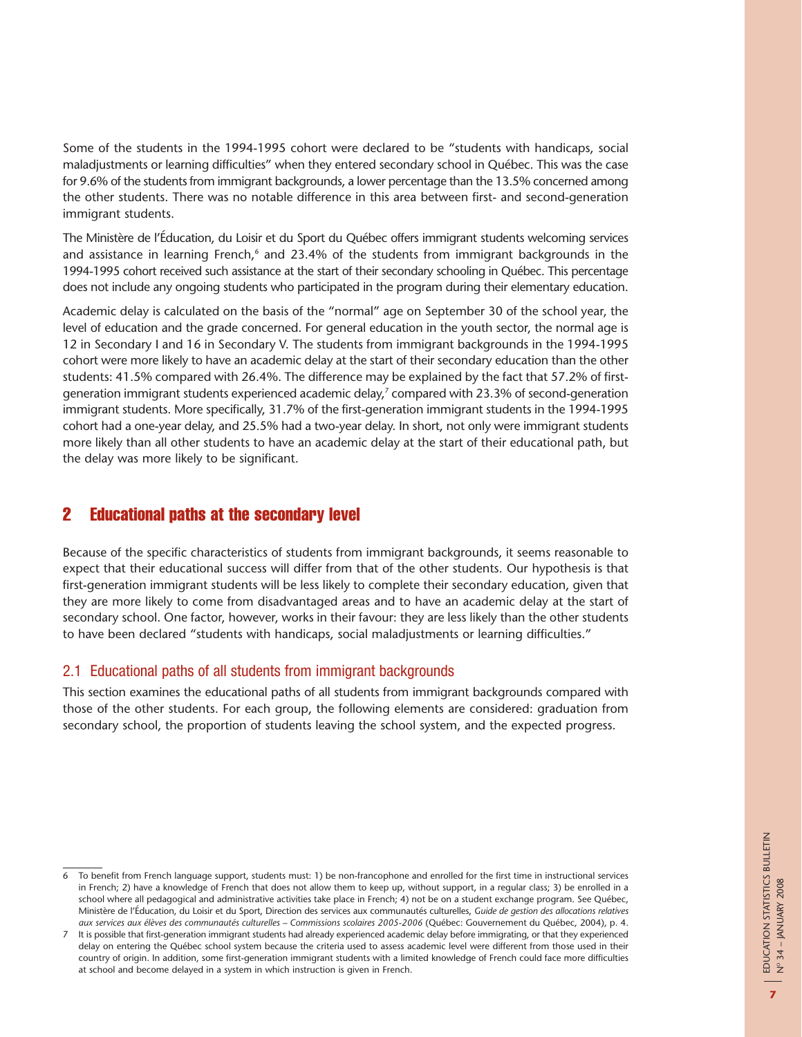Some of the students in the 1994-1995 cohort were declared to be "students with handicaps, social maladjustments or learning difficulties" when they entered secondary school in Québec. This was the case for 9.6% of the students from immigrant backgrounds, a lower percentage than the 13.5% concerned among the other students. There was no notable difference in this area between first- and second-generation immigrant students.

The Ministère de l'Éducation, du Loisir et du Sport du Québec offers immigrant students welcoming services and assistance in learning French,[6] and 23.4% of the students from immigrant backgrounds in the 1994-1995 cohort received such assistance at the start of their secondary schooling in Québec. This percentage does not include any ongoing students who participated in the program during their elementary education.

Academic delay is calculated on the basis of the "normal" age on September 30 of the school year, the level of education and the grade concerned. For general education in the youth sector, the normal age is 12 in Secondary I and 16 in Secondary V. The students from immigrant backgrounds in the 1994-1995 cohort were more likely to have an academic delay at the start of their secondary education than the other students: 41.5% compared with 26.4%. The difference may be explained by the fact that 57.2% of first-generation immigrant students experienced academic delay,[7] compared with 23.3% of second-generation immigrant students. More specifically, 31.7% of the first-generation immigrant students in the 1994-1995 cohort had a one-year delay, and 25.5% had a two-year delay. In short, not only were immigrant students more likely than all other students to have an academic delay at the start of their educational path, but the delay was more likely to be significant.

## 2 Educational paths at the secondary level

Because of the specific characteristics of students from immigrant backgrounds, it seems reasonable to expect that their educational success will differ from that of the other students. Our hypothesis is that first-generation immigrant students will be less likely to complete their secondary education, given that they are more likely to come from disadvantaged areas and to have an academic delay at the start of secondary school. One factor, however, works in their favour: they are less likely than the other students to have been declared "students with handicaps, social maladjustments or learning difficulties."

### 2.1 Educational paths of all students from immigrant backgrounds

This section examines the educational paths of all students from immigrant backgrounds compared with those of the other students. For each group, the following elements are considered: graduation from secondary school, the proportion of students leaving the school system, and the expected progress.

---

6 To benefit from French language support, students must: 1) be non-francophone and enrolled for the first time in instructional services in French; 2) have a knowledge of French that does not allow them to keep up, without support, in a regular class; 3) be enrolled in a school where all pedagogical and administrative activities take place in French; 4) not be on a student exchange program. See Québec, Ministère de l'Éducation, du Loisir et du Sport, Direction des services aux communautés culturelles, *Guide de gestion des allocations relatives aux services aux élèves des communautés culturelles – Commissions scolaires 2005-2006* (Québec: Gouvernement du Québec, 2004), p. 4.

7 It is possible that first-generation immigrant students had already experienced academic delay before immigrating, or that they experienced delay on entering the Québec school system because the criteria used to assess academic level were different from those used in their country of origin. In addition, some first-generation immigrant students with a limited knowledge of French could face more difficulties at school and become delayed in a system in which instruction is given in French.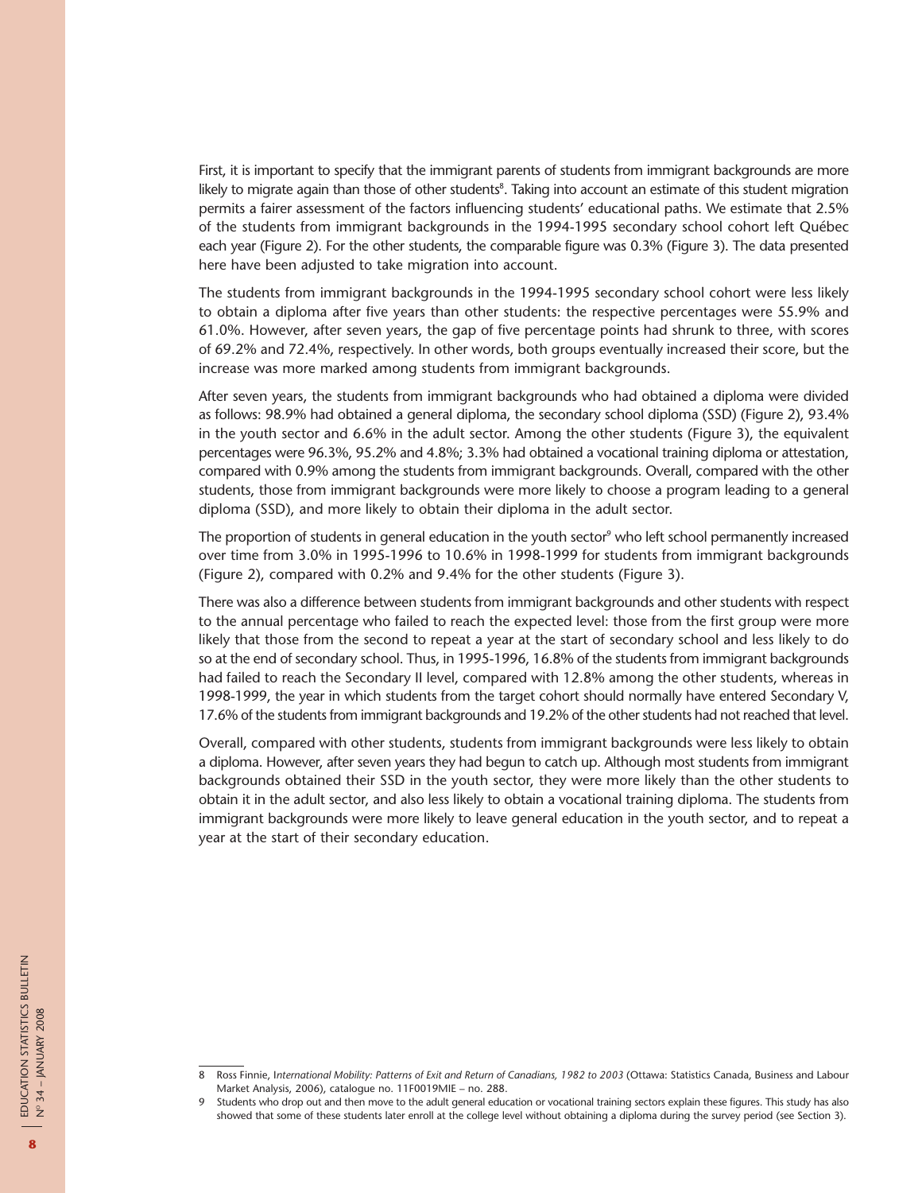First, it is important to specify that the immigrant parents of students from immigrant backgrounds are more likely to migrate again than those of other students[8]. Taking into account an estimate of this student migration permits a fairer assessment of the factors influencing students' educational paths. We estimate that 2.5% of the students from immigrant backgrounds in the 1994-1995 secondary school cohort left Québec each year (Figure 2). For the other students, the comparable figure was 0.3% (Figure 3). The data presented here have been adjusted to take migration into account.

The students from immigrant backgrounds in the 1994-1995 secondary school cohort were less likely to obtain a diploma after five years than other students: the respective percentages were 55.9% and 61.0%. However, after seven years, the gap of five percentage points had shrunk to three, with scores of 69.2% and 72.4%, respectively. In other words, both groups eventually increased their score, but the increase was more marked among students from immigrant backgrounds.

After seven years, the students from immigrant backgrounds who had obtained a diploma were divided as follows: 98.9% had obtained a general diploma, the secondary school diploma (SSD) (Figure 2), 93.4% in the youth sector and 6.6% in the adult sector. Among the other students (Figure 3), the equivalent percentages were 96.3%, 95.2% and 4.8%; 3.3% had obtained a vocational training diploma or attestation, compared with 0.9% among the students from immigrant backgrounds. Overall, compared with the other students, those from immigrant backgrounds were more likely to choose a program leading to a general diploma (SSD), and more likely to obtain their diploma in the adult sector.

The proportion of students in general education in the youth sector[9] who left school permanently increased over time from 3.0% in 1995-1996 to 10.6% in 1998-1999 for students from immigrant backgrounds (Figure 2), compared with 0.2% and 9.4% for the other students (Figure 3).

There was also a difference between students from immigrant backgrounds and other students with respect to the annual percentage who failed to reach the expected level: those from the first group were more likely that those from the second to repeat a year at the start of secondary school and less likely to do so at the end of secondary school. Thus, in 1995-1996, 16.8% of the students from immigrant backgrounds had failed to reach the Secondary II level, compared with 12.8% among the other students, whereas in 1998-1999, the year in which students from the target cohort should normally have entered Secondary V, 17.6% of the students from immigrant backgrounds and 19.2% of the other students had not reached that level.

Overall, compared with other students, students from immigrant backgrounds were less likely to obtain a diploma. However, after seven years they had begun to catch up. Although most students from immigrant backgrounds obtained their SSD in the youth sector, they were more likely than the other students to obtain it in the adult sector, and also less likely to obtain a vocational training diploma. The students from immigrant backgrounds were more likely to leave general education in the youth sector, and to repeat a year at the start of their secondary education.

---

8 Ross Finnie, *International Mobility: Patterns of Exit and Return of Canadians, 1982 to 2003* (Ottawa: Statistics Canada, Business and Labour Market Analysis, 2006), catalogue no. 11F0019MIE – no. 288.

9 Students who drop out and then move to the adult general education or vocational training sectors explain these figures. This study has also showed that some of these students later enroll at the college level without obtaining a diploma during the survey period (see Section 3).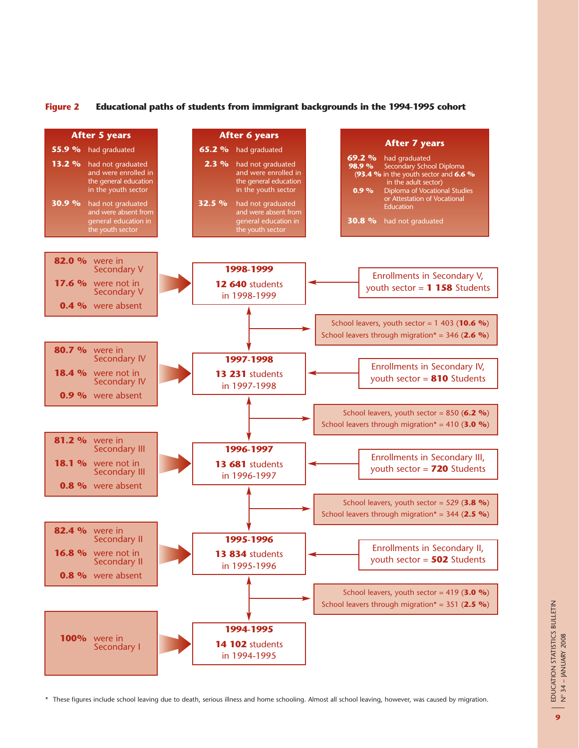**Figure 2 Educational paths of students from immigrant backgrounds in the 1994-1995 cohort**

**After 5 years**

- **55.9 %** had graduated
- **13.2 %** had not graduated and were enrolled in the general education in the youth sector
- **30.9 %** had not graduated and were absent from general education in the youth sector

**After 6 years**

- **65.2 %** had graduated
- **2.3 %** had not graduated and were enrolled in the general education in the youth sector
- **32.5 %** had not graduated and were absent from general education in the youth sector

**After 7 years**

- **69.2 %** had graduated
  - **98.9 %** Secondary School Diploma (**93.4 %** in the youth sector and **6.6 %** in the adult sector)
  - **0.9 %** Diploma of Vocational Studies or Attestation of Vocational Education
- **30.8 %** had not graduated

**1998-1999**: **12 640** students in 1998-1999

- **82.0 %** were in Secondary V
- **17.6 %** were not in Secondary V
- **0.4 %** were absent

Enrollments in Secondary V, youth sector = **1 158** Students

School leavers, youth sector = 1 403 (**10.6 %**)
School leavers through migration* = 346 (**2.6 %**)

**1997-1998**: **13 231** students in 1997-1998

- **80.7 %** were in Secondary IV
- **18.4 %** were not in Secondary IV
- **0.9 %** were absent

Enrollments in Secondary IV, youth sector = **810** Students

School leavers, youth sector = 850 (**6.2 %**)
School leavers through migration* = 410 (**3.0 %**)

**1996-1997**: **13 681** students in 1996-1997

- **81.2 %** were in Secondary III
- **18.1 %** were not in Secondary III
- **0.8 %** were absent

Enrollments in Secondary III, youth sector = **720** Students

School leavers, youth sector = 529 (**3.8 %**)
School leavers through migration* = 344 (**2.5 %**)

**1995-1996**: **13 834** students in 1995-1996

- **82.4 %** were in Secondary II
- **16.8 %** were not in Secondary II
- **0.8 %** were absent

Enrollments in Secondary II, youth sector = **502** Students

School leavers, youth sector = 419 (**3.0 %**)
School leavers through migration* = 351 (**2.5 %**)

**1994-1995**: **14 102** students in 1994-1995

- **100%** were in Secondary I

\* These figures include school leaving due to death, serious illness and home schooling. Almost all school leaving, however, was caused by migration.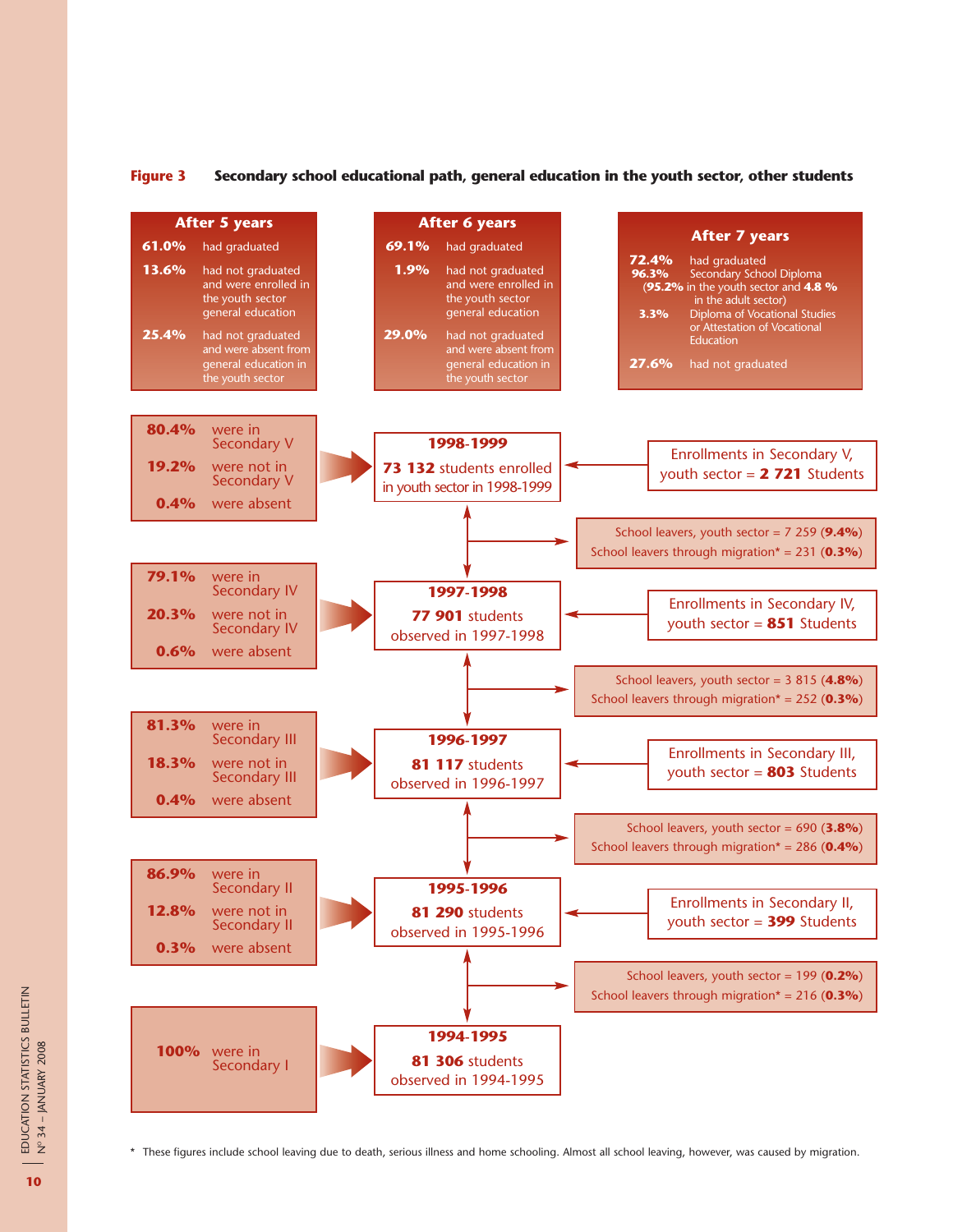**Figure 3 Secondary school educational path, general education in the youth sector, other students**

**After 5 years**

- **61.0%** had graduated
- **13.6%** had not graduated and were enrolled in the youth sector general education
- **25.4%** had not graduated and were absent from general education in the youth sector

**After 6 years**

- **69.1%** had graduated
- **1.9%** had not graduated and were enrolled in the youth sector general education
- **29.0%** had not graduated and were absent from general education in the youth sector

**After 7 years**

- **72.4%** had graduated
  - **96.3%** Secondary School Diploma (**95.2%** in the youth sector and **4.8 %** in the adult sector)
  - **3.3%** Diploma of Vocational Studies or Attestation of Vocational Education
- **27.6%** had not graduated

---

**1998-1999**
**73 132** students enrolled in youth sector in 1998-1999

- **80.4%** were in Secondary V
- **19.2%** were not in Secondary V
- **0.4%** were absent

Enrollments in Secondary V, youth sector = **2 721** Students

School leavers, youth sector = 7 259 (**9.4%**)
School leavers through migration* = 231 (**0.3%**)

**1997-1998**
**77 901** students observed in 1997-1998

- **79.1%** were in Secondary IV
- **20.3%** were not in Secondary IV
- **0.6%** were absent

Enrollments in Secondary IV, youth sector = **851** Students

School leavers, youth sector = 3 815 (**4.8%**)
School leavers through migration* = 252 (**0.3%**)

**1996-1997**
**81 117** students observed in 1996-1997

- **81.3%** were in Secondary III
- **18.3%** were not in Secondary III
- **0.4%** were absent

Enrollments in Secondary III, youth sector = **803** Students

School leavers, youth sector = 690 (**3.8%**)
School leavers through migration* = 286 (**0.4%**)

**1995-1996**
**81 290** students observed in 1995-1996

- **86.9%** were in Secondary II
- **12.8%** were not in Secondary II
- **0.3%** were absent

Enrollments in Secondary II, youth sector = **399** Students

School leavers, youth sector = 199 (**0.2%**)
School leavers through migration* = 216 (**0.3%**)

**1994-1995**
**81 306** students observed in 1994-1995

- **100%** were in Secondary I

\* These figures include school leaving due to death, serious illness and home schooling. Almost all school leaving, however, was caused by migration.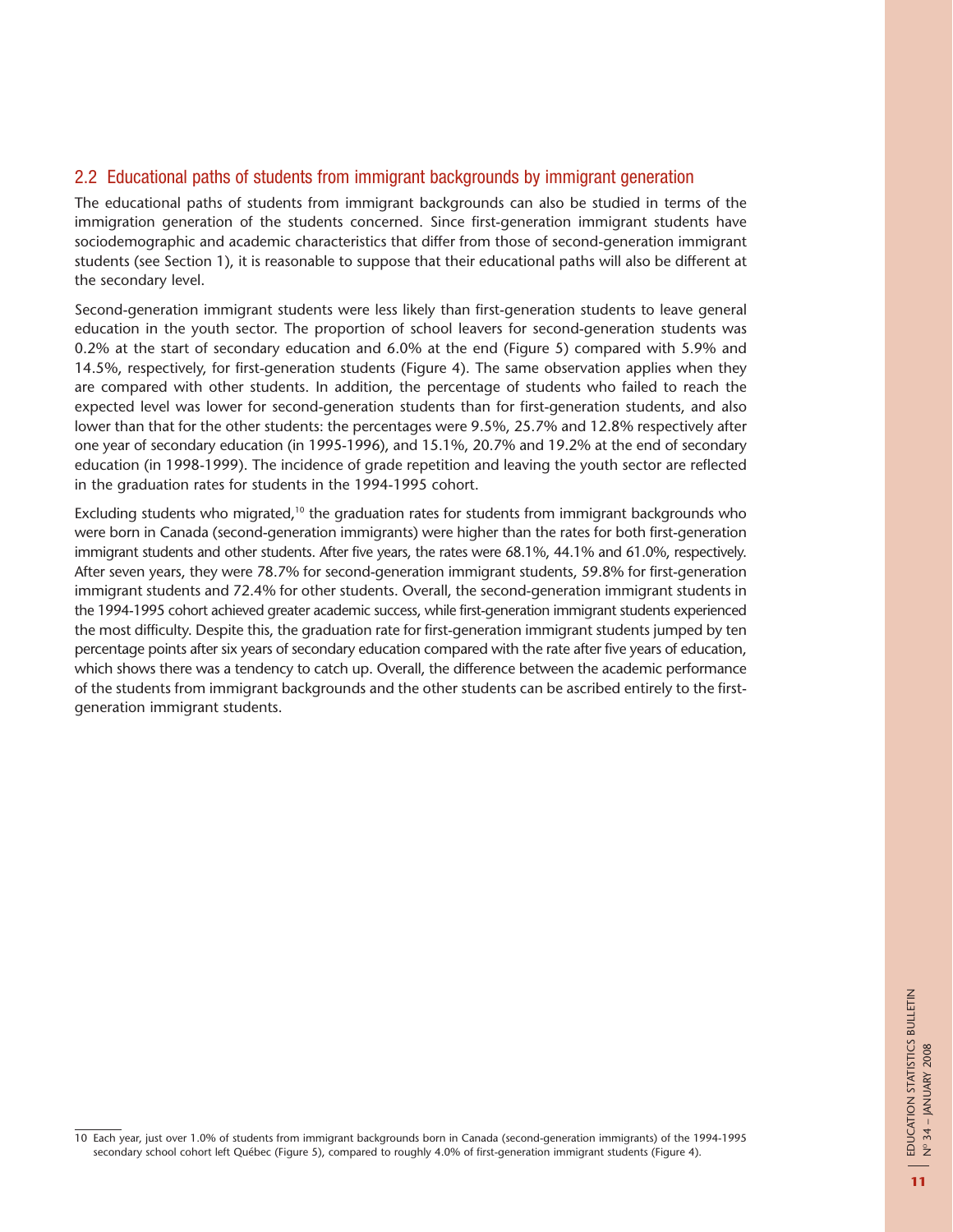## 2.2 Educational paths of students from immigrant backgrounds by immigrant generation

The educational paths of students from immigrant backgrounds can also be studied in terms of the immigration generation of the students concerned. Since first-generation immigrant students have sociodemographic and academic characteristics that differ from those of second-generation immigrant students (see Section 1), it is reasonable to suppose that their educational paths will also be different at the secondary level.

Second-generation immigrant students were less likely than first-generation students to leave general education in the youth sector. The proportion of school leavers for second-generation students was 0.2% at the start of secondary education and 6.0% at the end (Figure 5) compared with 5.9% and 14.5%, respectively, for first-generation students (Figure 4). The same observation applies when they are compared with other students. In addition, the percentage of students who failed to reach the expected level was lower for second-generation students than for first-generation students, and also lower than that for the other students: the percentages were 9.5%, 25.7% and 12.8% respectively after one year of secondary education (in 1995-1996), and 15.1%, 20.7% and 19.2% at the end of secondary education (in 1998-1999). The incidence of grade repetition and leaving the youth sector are reflected in the graduation rates for students in the 1994-1995 cohort.

Excluding students who migrated,[10] the graduation rates for students from immigrant backgrounds who were born in Canada (second-generation immigrants) were higher than the rates for both first-generation immigrant students and other students. After five years, the rates were 68.1%, 44.1% and 61.0%, respectively. After seven years, they were 78.7% for second-generation immigrant students, 59.8% for first-generation immigrant students and 72.4% for other students. Overall, the second-generation immigrant students in the 1994-1995 cohort achieved greater academic success, while first-generation immigrant students experienced the most difficulty. Despite this, the graduation rate for first-generation immigrant students jumped by ten percentage points after six years of secondary education compared with the rate after five years of education, which shows there was a tendency to catch up. Overall, the difference between the academic performance of the students from immigrant backgrounds and the other students can be ascribed entirely to the first-generation immigrant students.

---

10 Each year, just over 1.0% of students from immigrant backgrounds born in Canada (second-generation immigrants) of the 1994-1995 secondary school cohort left Québec (Figure 5), compared to roughly 4.0% of first-generation immigrant students (Figure 4).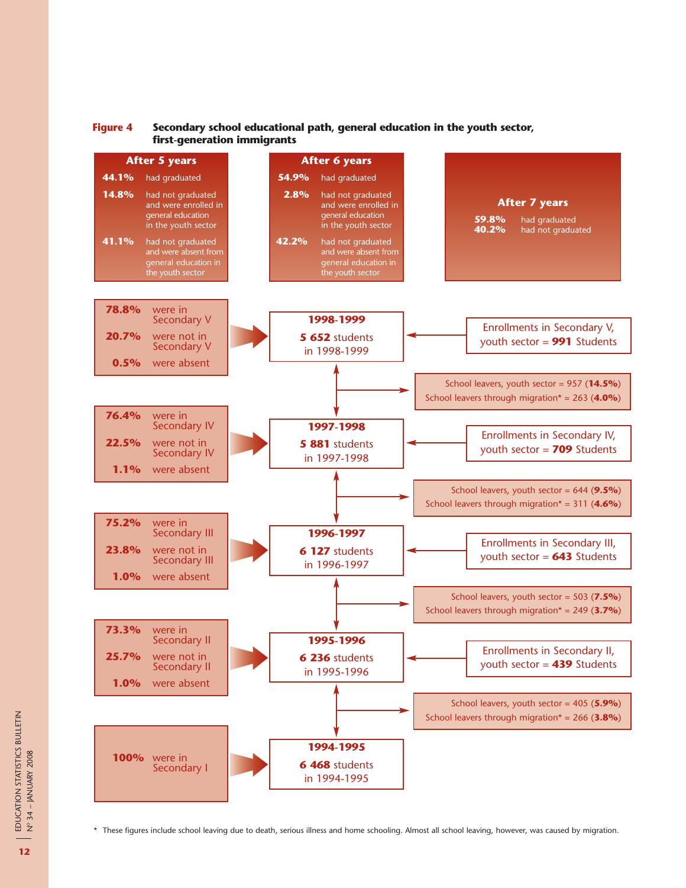**Figure 4** **Secondary school educational path, general education in the youth sector, first-generation immigrants**

**After 5 years**

| | |
|---|---|
| **44.1%** | had graduated |
| **14.8%** | had not graduated and were enrolled in general education in the youth sector |
| **41.1%** | had not graduated and were absent from general education in the youth sector |

**After 6 years**

| | |
|---|---|
| **54.9%** | had graduated |
| **2.8%** | had not graduated and were enrolled in general education in the youth sector |
| **42.2%** | had not graduated and were absent from general education in the youth sector |

**After 7 years**

| | |
|---|---|
| **59.8%** | had graduated |
| **40.2%** | had not graduated |

**1998-1999** — **5 652** students in 1998-1999

- **78.8%** were in Secondary V
- **20.7%** were not in Secondary V
- **0.5%** were absent

Enrollments in Secondary V, youth sector = **991** Students

School leavers, youth sector = 957 (**14.5%**)
School leavers through migration* = 263 (**4.0%**)

**1997-1998** — **5 881** students in 1997-1998

- **76.4%** were in Secondary IV
- **22.5%** were not in Secondary IV
- **1.1%** were absent

Enrollments in Secondary IV, youth sector = **709** Students

School leavers, youth sector = 644 (**9.5%**)
School leavers through migration* = 311 (**4.6%**)

**1996-1997** — **6 127** students in 1996-1997

- **75.2%** were in Secondary III
- **23.8%** were not in Secondary III
- **1.0%** were absent

Enrollments in Secondary III, youth sector = **643** Students

School leavers, youth sector = 503 (**7.5%**)
School leavers through migration* = 249 (**3.7%**)

**1995-1996** — **6 236** students in 1995-1996

- **73.3%** were in Secondary II
- **25.7%** were not in Secondary II
- **1.0%** were absent

Enrollments in Secondary II, youth sector = **439** Students

School leavers, youth sector = 405 (**5.9%**)
School leavers through migration* = 266 (**3.8%**)

**1994-1995** — **6 468** students in 1994-1995

- **100%** were in Secondary I

\* These figures include school leaving due to death, serious illness and home schooling. Almost all school leaving, however, was caused by migration.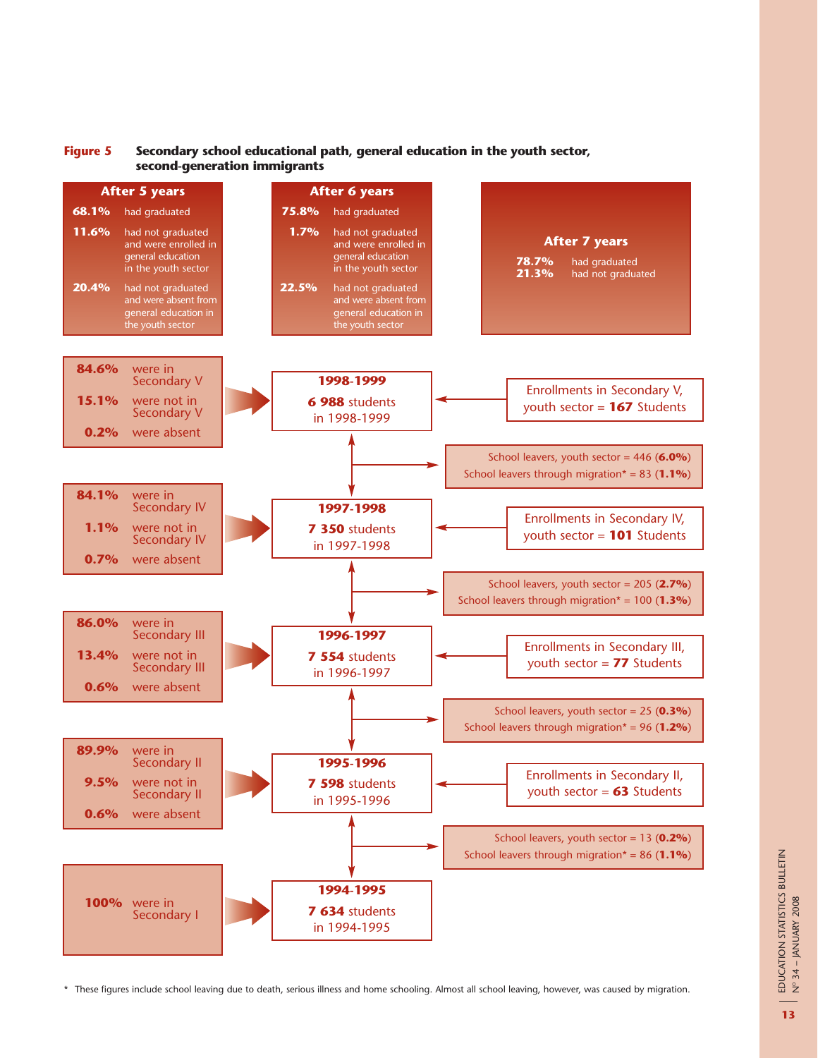**Figure 5 Secondary school educational path, general education in the youth sector, second-generation immigrants**

**After 5 years**

- **68.1%** had graduated
- **11.6%** had not graduated and were enrolled in general education in the youth sector
- **20.4%** had not graduated and were absent from general education in the youth sector

**After 6 years**

- **75.8%** had graduated
- **1.7%** had not graduated and were enrolled in general education in the youth sector
- **22.5%** had not graduated and were absent from general education in the youth sector

**After 7 years**

- **78.7%** had graduated
- **21.3%** had not graduated

---

**1998-1999** — **6 988** students in 1998-1999

- **84.6%** were in Secondary V
- **15.1%** were not in Secondary V
- **0.2%** were absent

Enrollments in Secondary V, youth sector = **167** Students

School leavers, youth sector = 446 (**6.0%**)
School leavers through migration* = 83 (**1.1%**)

**1997-1998** — **7 350** students in 1997-1998

- **84.1%** were in Secondary IV
- **1.1%** were not in Secondary IV
- **0.7%** were absent

Enrollments in Secondary IV, youth sector = **101** Students

School leavers, youth sector = 205 (**2.7%**)
School leavers through migration* = 100 (**1.3%**)

**1996-1997** — **7 554** students in 1996-1997

- **86.0%** were in Secondary III
- **13.4%** were not in Secondary III
- **0.6%** were absent

Enrollments in Secondary III, youth sector = **77** Students

School leavers, youth sector = 25 (**0.3%**)
School leavers through migration* = 96 (**1.2%**)

**1995-1996** — **7 598** students in 1995-1996

- **89.9%** were in Secondary II
- **9.5%** were not in Secondary II
- **0.6%** were absent

Enrollments in Secondary II, youth sector = **63** Students

School leavers, youth sector = 13 (**0.2%**)
School leavers through migration* = 86 (**1.1%**)

**1994-1995** — **7 634** students in 1994-1995

- **100%** were in Secondary I

\* These figures include school leaving due to death, serious illness and home schooling. Almost all school leaving, however, was caused by migration.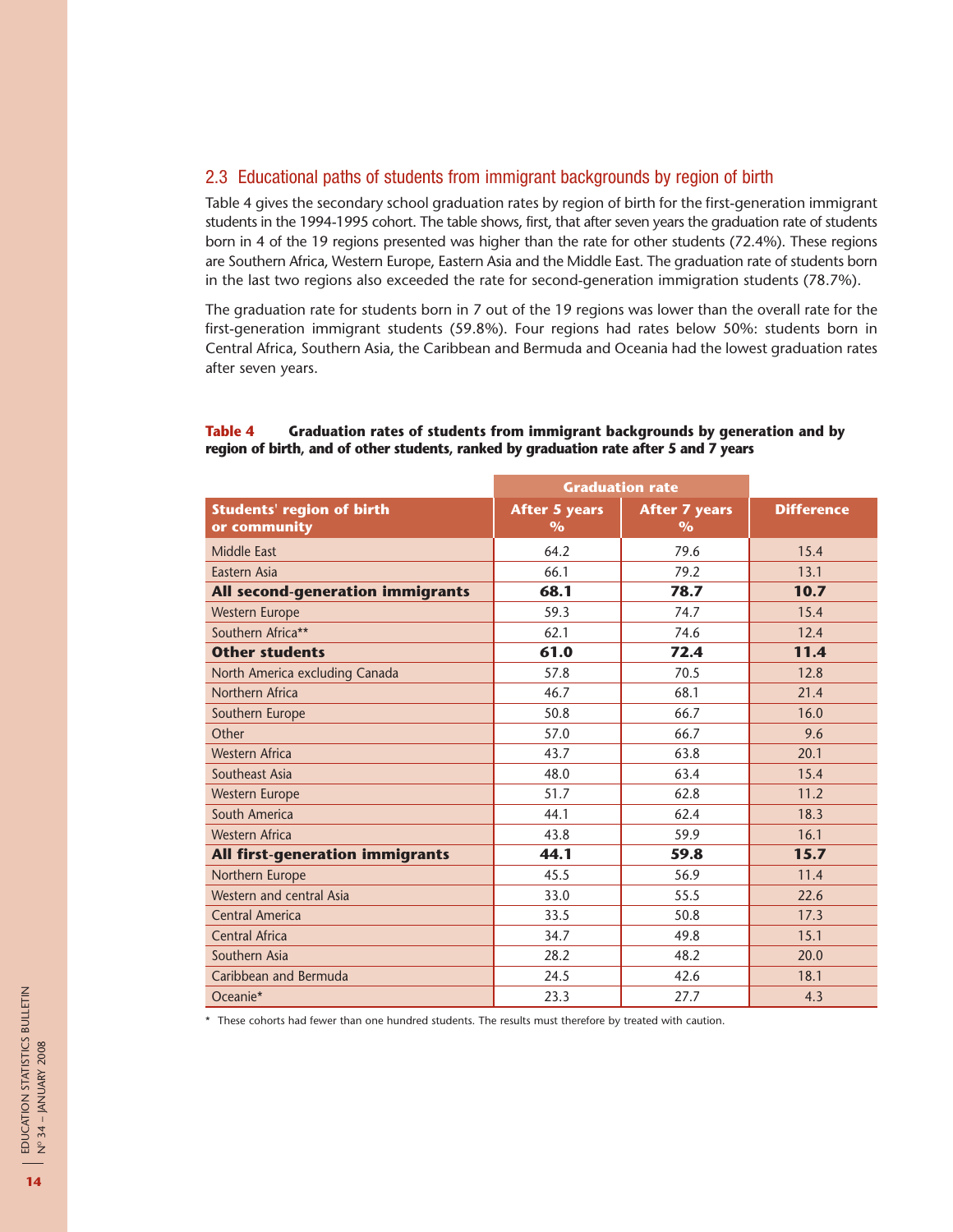## 2.3 Educational paths of students from immigrant backgrounds by region of birth

Table 4 gives the secondary school graduation rates by region of birth for the first-generation immigrant students in the 1994-1995 cohort. The table shows, first, that after seven years the graduation rate of students born in 4 of the 19 regions presented was higher than the rate for other students (72.4%). These regions are Southern Africa, Western Europe, Eastern Asia and the Middle East. The graduation rate of students born in the last two regions also exceeded the rate for second-generation immigration students (78.7%).

The graduation rate for students born in 7 out of the 19 regions was lower than the overall rate for the first-generation immigrant students (59.8%). Four regions had rates below 50%: students born in Central Africa, Southern Asia, the Caribbean and Bermuda and Oceania had the lowest graduation rates after seven years.

**Table 4 Graduation rates of students from immigrant backgrounds by generation and by region of birth, and of other students, ranked by graduation rate after 5 and 7 years**

| Students' region of birth or community | Graduation rate | | Difference |
|---|---|---|---|
| | After 5 years % | After 7 years % | |
| Middle East | 64.2 | 79.6 | 15.4 |
| Eastern Asia | 66.1 | 79.2 | 13.1 |
| **All second-generation immigrants** | **68.1** | **78.7** | **10.7** |
| Western Europe | 59.3 | 74.7 | 15.4 |
| Southern Africa** | 62.1 | 74.6 | 12.4 |
| **Other students** | **61.0** | **72.4** | **11.4** |
| North America excluding Canada | 57.8 | 70.5 | 12.8 |
| Northern Africa | 46.7 | 68.1 | 21.4 |
| Southern Europe | 50.8 | 66.7 | 16.0 |
| Other | 57.0 | 66.7 | 9.6 |
| Western Africa | 43.7 | 63.8 | 20.1 |
| Southeast Asia | 48.0 | 63.4 | 15.4 |
| Western Europe | 51.7 | 62.8 | 11.2 |
| South America | 44.1 | 62.4 | 18.3 |
| Western Africa | 43.8 | 59.9 | 16.1 |
| **All first-generation immigrants** | **44.1** | **59.8** | **15.7** |
| Northern Europe | 45.5 | 56.9 | 11.4 |
| Western and central Asia | 33.0 | 55.5 | 22.6 |
| Central America | 33.5 | 50.8 | 17.3 |
| Central Africa | 34.7 | 49.8 | 15.1 |
| Southern Asia | 28.2 | 48.2 | 20.0 |
| Caribbean and Bermuda | 24.5 | 42.6 | 18.1 |
| Oceanie* | 23.3 | 27.7 | 4.3 |

\* These cohorts had fewer than one hundred students. The results must therefore by treated with caution.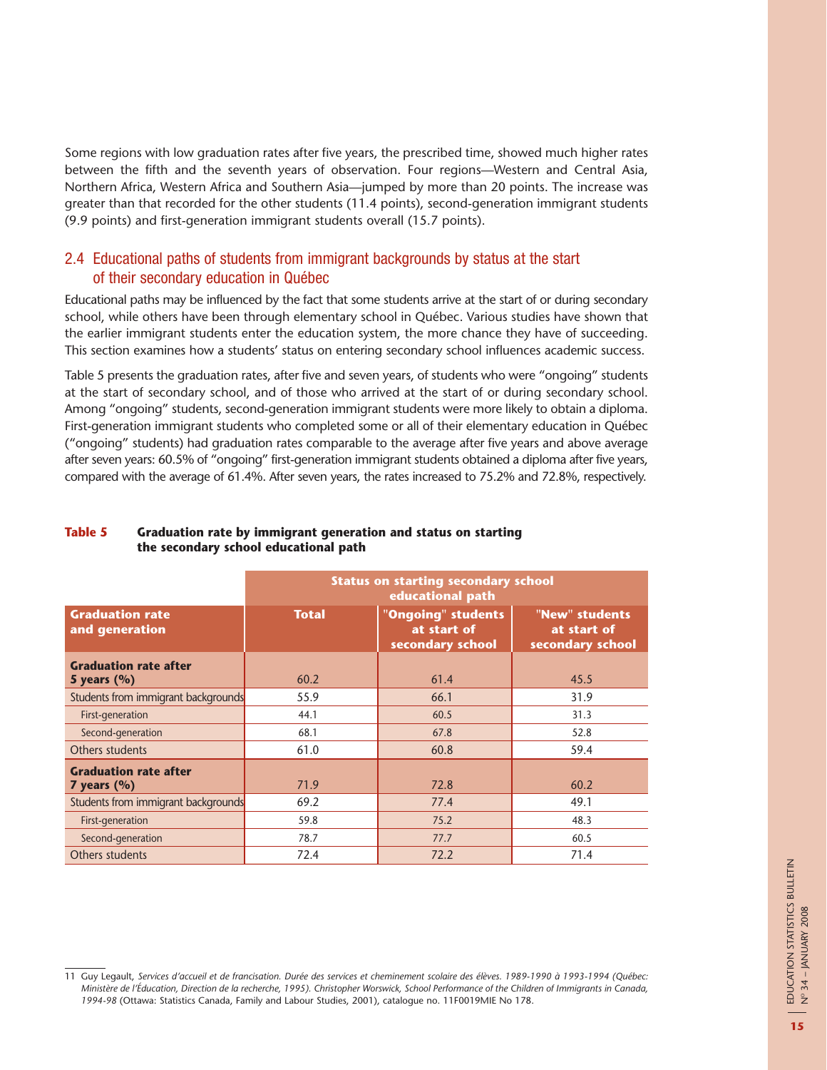Some regions with low graduation rates after five years, the prescribed time, showed much higher rates between the fifth and the seventh years of observation. Four regions—Western and Central Asia, Northern Africa, Western Africa and Southern Asia—jumped by more than 20 points. The increase was greater than that recorded for the other students (11.4 points), second-generation immigrant students (9.9 points) and first-generation immigrant students overall (15.7 points).

## 2.4 Educational paths of students from immigrant backgrounds by status at the start of their secondary education in Québec

Educational paths may be influenced by the fact that some students arrive at the start of or during secondary school, while others have been through elementary school in Québec. Various studies have shown that the earlier immigrant students enter the education system, the more chance they have of succeeding. This section examines how a students' status on entering secondary school influences academic success.

Table 5 presents the graduation rates, after five and seven years, of students who were "ongoing" students at the start of secondary school, and of those who arrived at the start of or during secondary school. Among "ongoing" students, second-generation immigrant students were more likely to obtain a diploma. First-generation immigrant students who completed some or all of their elementary education in Québec ("ongoing" students) had graduation rates comparable to the average after five years and above average after seven years: 60.5% of "ongoing" first-generation immigrant students obtained a diploma after five years, compared with the average of 61.4%. After seven years, the rates increased to 75.2% and 72.8%, respectively.

**Table 5 Graduation rate by immigrant generation and status on starting the secondary school educational path**

| | Status on starting secondary school educational path | | |
|---|---|---|---|
| **Graduation rate and generation** | **Total** | **"Ongoing" students at start of secondary school** | **"New" students at start of secondary school** |
| **Graduation rate after 5 years (%)** | 60.2 | 61.4 | 45.5 |
| Students from immigrant backgrounds | 55.9 | 66.1 | 31.9 |
| First-generation | 44.1 | 60.5 | 31.3 |
| Second-generation | 68.1 | 67.8 | 52.8 |
| Others students | 61.0 | 60.8 | 59.4 |
| **Graduation rate after 7 years (%)** | 71.9 | 72.8 | 60.2 |
| Students from immigrant backgrounds | 69.2 | 77.4 | 49.1 |
| First-generation | 59.8 | 75.2 | 48.3 |
| Second-generation | 78.7 | 77.7 | 60.5 |
| Others students | 72.4 | 72.2 | 71.4 |

---

11 Guy Legault, *Services d'accueil et de francisation. Durée des services et cheminement scolaire des élèves. 1989-1990 à 1993-1994 (Québec: Ministère de l'Éducation, Direction de la recherche, 1995). Christopher Worswick, School Performance of the Children of Immigrants in Canada, 1994-98* (Ottawa: Statistics Canada, Family and Labour Studies, 2001), catalogue no. 11F0019MIE No 178.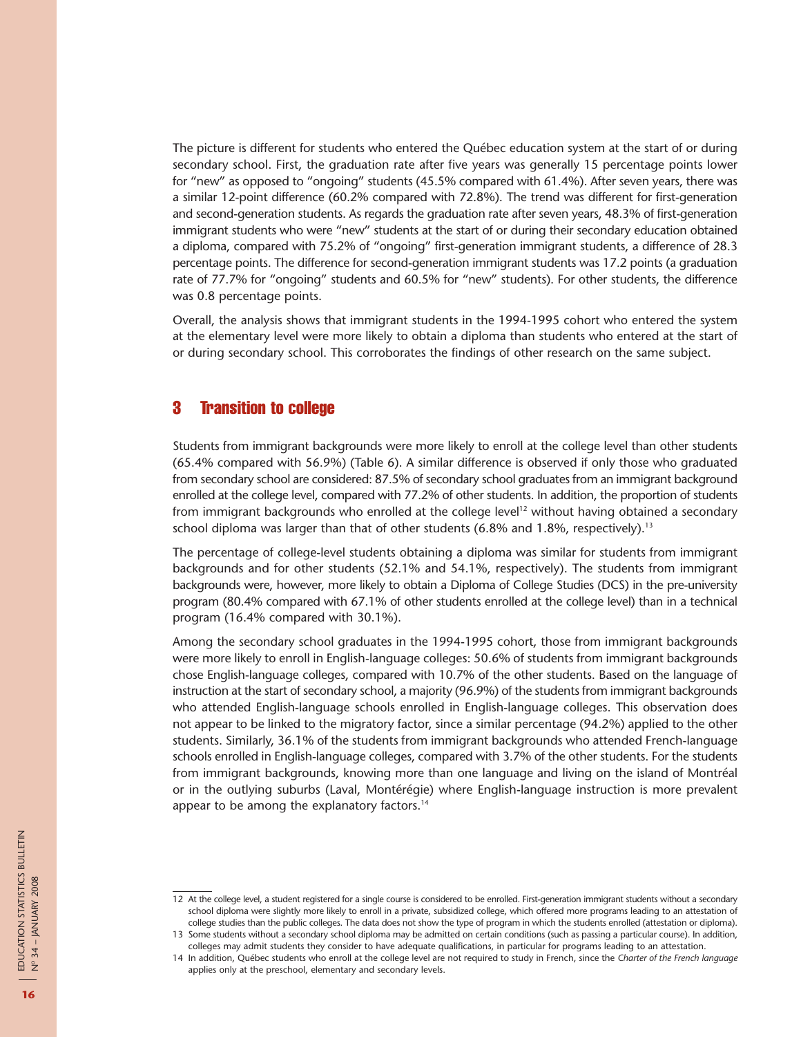The picture is different for students who entered the Québec education system at the start of or during secondary school. First, the graduation rate after five years was generally 15 percentage points lower for “new” as opposed to “ongoing” students (45.5% compared with 61.4%). After seven years, there was a similar 12-point difference (60.2% compared with 72.8%). The trend was different for first-generation and second-generation students. As regards the graduation rate after seven years, 48.3% of first-generation immigrant students who were “new” students at the start of or during their secondary education obtained a diploma, compared with 75.2% of “ongoing” first-generation immigrant students, a difference of 28.3 percentage points. The difference for second-generation immigrant students was 17.2 points (a graduation rate of 77.7% for “ongoing” students and 60.5% for “new” students). For other students, the difference was 0.8 percentage points.

Overall, the analysis shows that immigrant students in the 1994-1995 cohort who entered the system at the elementary level were more likely to obtain a diploma than students who entered at the start of or during secondary school. This corroborates the findings of other research on the same subject.

## 3 Transition to college

Students from immigrant backgrounds were more likely to enroll at the college level than other students (65.4% compared with 56.9%) (Table 6). A similar difference is observed if only those who graduated from secondary school are considered: 87.5% of secondary school graduates from an immigrant background enrolled at the college level, compared with 77.2% of other students. In addition, the proportion of students from immigrant backgrounds who enrolled at the college level[12] without having obtained a secondary school diploma was larger than that of other students (6.8% and 1.8%, respectively).[13]

The percentage of college-level students obtaining a diploma was similar for students from immigrant backgrounds and for other students (52.1% and 54.1%, respectively). The students from immigrant backgrounds were, however, more likely to obtain a Diploma of College Studies (DCS) in the pre-university program (80.4% compared with 67.1% of other students enrolled at the college level) than in a technical program (16.4% compared with 30.1%).

Among the secondary school graduates in the 1994-1995 cohort, those from immigrant backgrounds were more likely to enroll in English-language colleges: 50.6% of students from immigrant backgrounds chose English-language colleges, compared with 10.7% of the other students. Based on the language of instruction at the start of secondary school, a majority (96.9%) of the students from immigrant backgrounds who attended English-language schools enrolled in English-language colleges. This observation does not appear to be linked to the migratory factor, since a similar percentage (94.2%) applied to the other students. Similarly, 36.1% of the students from immigrant backgrounds who attended French-language schools enrolled in English-language colleges, compared with 3.7% of the other students. For the students from immigrant backgrounds, knowing more than one language and living on the island of Montréal or in the outlying suburbs (Laval, Montérégie) where English-language instruction is more prevalent appear to be among the explanatory factors.[14]

---

12 At the college level, a student registered for a single course is considered to be enrolled. First-generation immigrant students without a secondary school diploma were slightly more likely to enroll in a private, subsidized college, which offered more programs leading to an attestation of college studies than the public colleges. The data does not show the type of program in which the students enrolled (attestation or diploma).

13 Some students without a secondary school diploma may be admitted on certain conditions (such as passing a particular course). In addition, colleges may admit students they consider to have adequate qualifications, in particular for programs leading to an attestation.

14 In addition, Québec students who enroll at the college level are not required to study in French, since the *Charter of the French language* applies only at the preschool, elementary and secondary levels.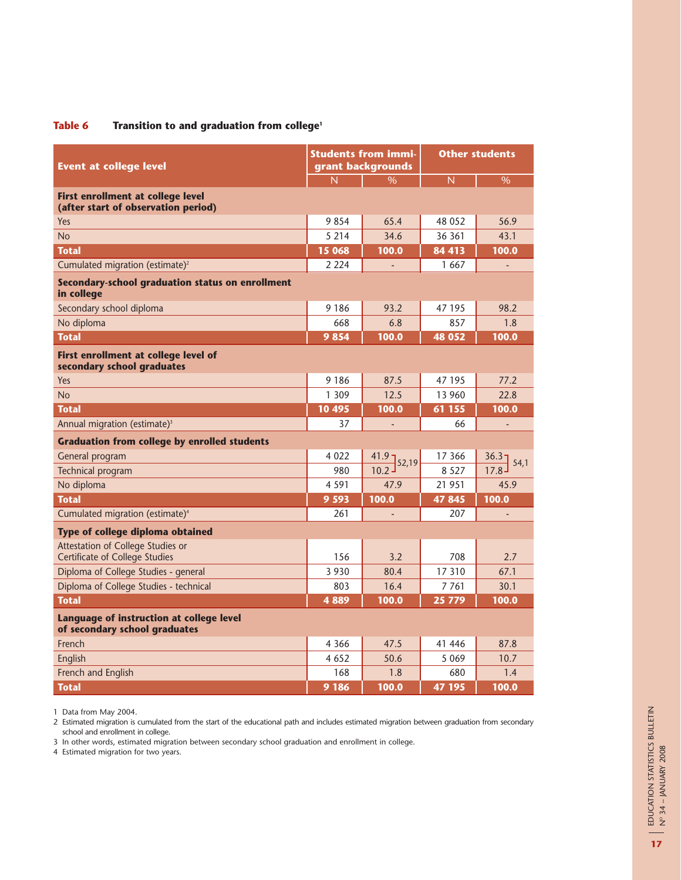**Table 6 Transition to and graduation from college**[1]

| Event at college level | Students from immigrant backgrounds | | Other students | |
|---|---|---|---|---|
| | N | % | N | % |
| **First enrollment at college level (after start of observation period)** | | | | |
| Yes | 9 854 | 65.4 | 48 052 | 56.9 |
| No | 5 214 | 34.6 | 36 361 | 43.1 |
| **Total** | **15 068** | **100.0** | **84 413** | **100.0** |
| Cumulated migration (estimate)[2] | 2 224 | - | 1 667 | - |
| **Secondary-school graduation status on enrollment in college** | | | | |
| Secondary school diploma | 9 186 | 93.2 | 47 195 | 98.2 |
| No diploma | 668 | 6.8 | 857 | 1.8 |
| **Total** | **9 854** | **100.0** | **48 052** | **100.0** |
| **First enrollment at college level of secondary school graduates** | | | | |
| Yes | 9 186 | 87.5 | 47 195 | 77.2 |
| No | 1 309 | 12.5 | 13 960 | 22.8 |
| **Total** | **10 495** | **100.0** | **61 155** | **100.0** |
| Annual migration (estimate)[3] | 37 | - | 66 | - |
| **Graduation from college by enrolled students** | | | | |
| General program | 4 022 | 41.9 (52,19 with technical) | 17 366 | 36.3 (54,1 with technical) |
| Technical program | 980 | 10.2 | 8 527 | 17.8 |
| No diploma | 4 591 | 47.9 | 21 951 | 45.9 |
| **Total** | **9 593** | **100.0** | **47 845** | **100.0** |
| Cumulated migration (estimate)[4] | 261 | - | 207 | - |
| **Type of college diploma obtained** | | | | |
| Attestation of College Studies or Certificate of College Studies | 156 | 3.2 | 708 | 2.7 |
| Diploma of College Studies - general | 3 930 | 80.4 | 17 310 | 67.1 |
| Diploma of College Studies - technical | 803 | 16.4 | 7 761 | 30.1 |
| **Total** | **4 889** | **100.0** | **25 779** | **100.0** |
| **Language of instruction at college level of secondary school graduates** | | | | |
| French | 4 366 | 47.5 | 41 446 | 87.8 |
| English | 4 652 | 50.6 | 5 069 | 10.7 |
| French and English | 168 | 1.8 | 680 | 1.4 |
| **Total** | **9 186** | **100.0** | **47 195** | **100.0** |

1 Data from May 2004.
2 Estimated migration is cumulated from the start of the educational path and includes estimated migration between graduation from secondary school and enrollment in college.
3 In other words, estimated migration between secondary school graduation and enrollment in college.
4 Estimated migration for two years.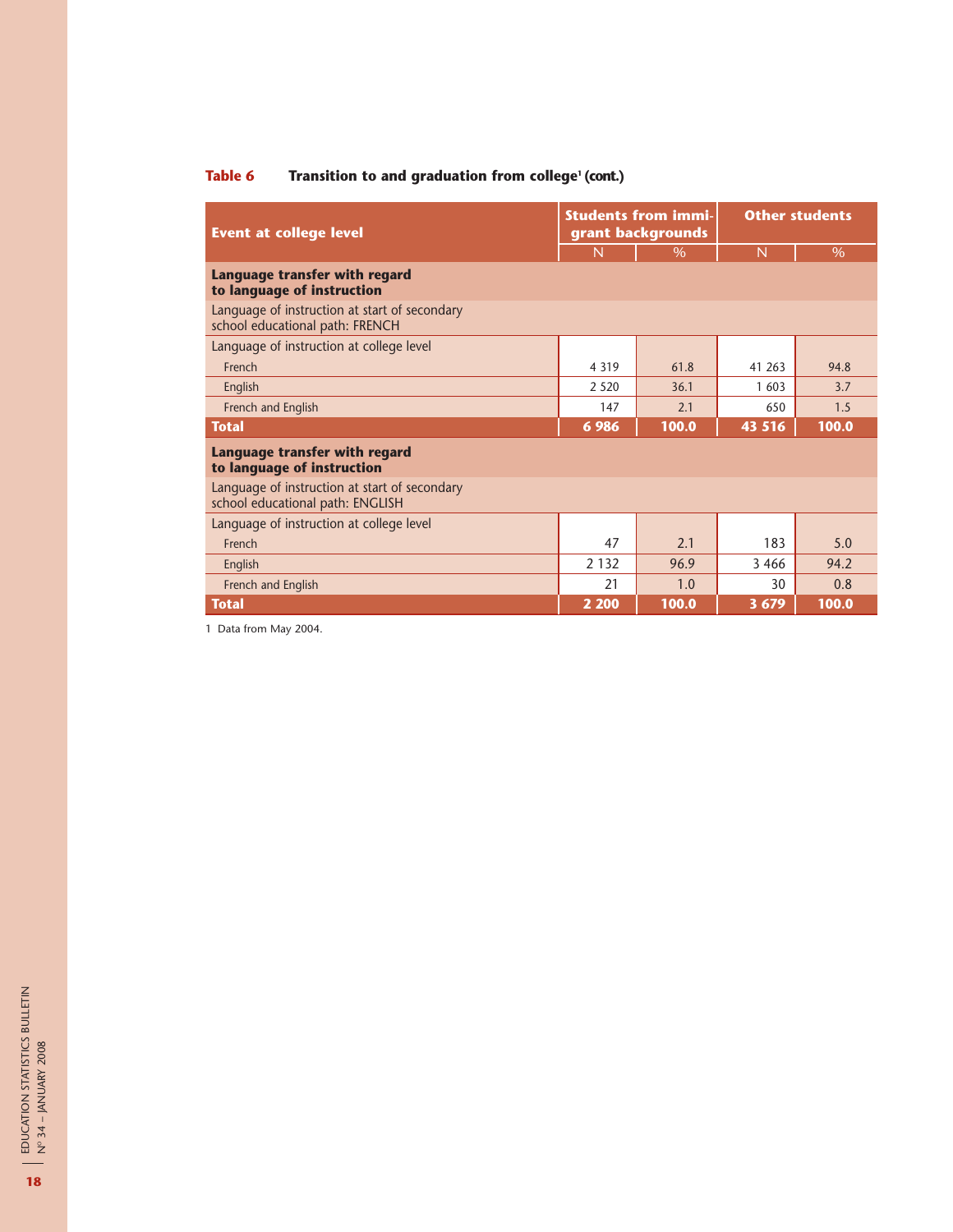**Table 6 Transition to and graduation from college[1] (cont.)**

| Event at college level | Students from immigrant backgrounds | | Other students | |
|---|---|---|---|---|
| | N | % | N | % |
| **Language transfer with regard to language of instruction** | | | | |
| Language of instruction at start of secondary school educational path: FRENCH | | | | |
| Language of instruction at college level | | | | |
| French | 4 319 | 61.8 | 41 263 | 94.8 |
| English | 2 520 | 36.1 | 1 603 | 3.7 |
| French and English | 147 | 2.1 | 650 | 1.5 |
| **Total** | **6 986** | **100.0** | **43 516** | **100.0** |
| **Language transfer with regard to language of instruction** | | | | |
| Language of instruction at start of secondary school educational path: ENGLISH | | | | |
| Language of instruction at college level | | | | |
| French | 47 | 2.1 | 183 | 5.0 |
| English | 2 132 | 96.9 | 3 466 | 94.2 |
| French and English | 21 | 1.0 | 30 | 0.8 |
| **Total** | **2 200** | **100.0** | **3 679** | **100.0** |

1 Data from May 2004.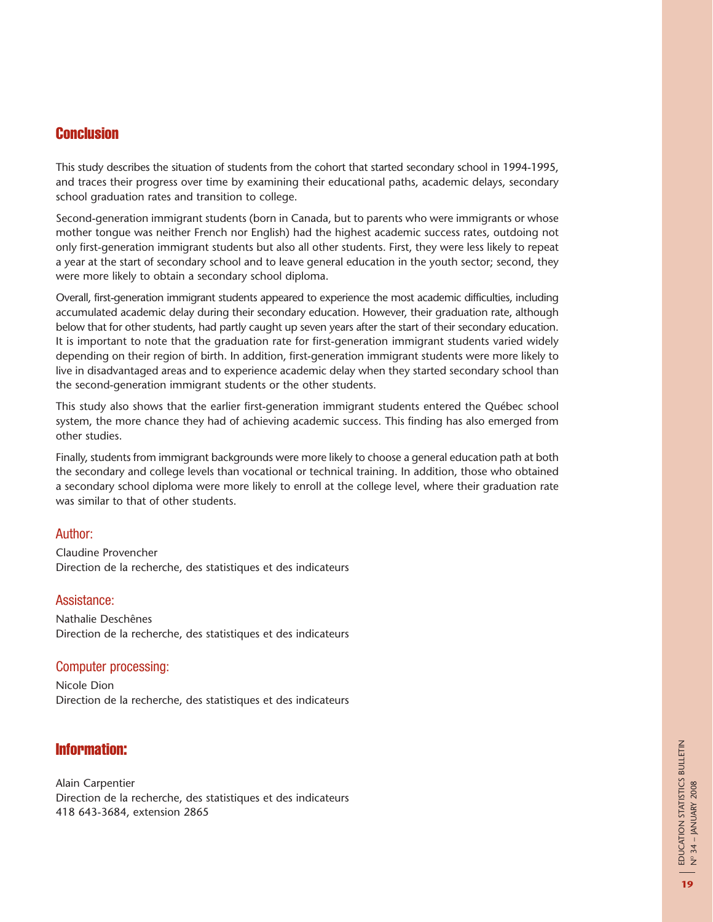## Conclusion

This study describes the situation of students from the cohort that started secondary school in 1994-1995, and traces their progress over time by examining their educational paths, academic delays, secondary school graduation rates and transition to college.

Second-generation immigrant students (born in Canada, but to parents who were immigrants or whose mother tongue was neither French nor English) had the highest academic success rates, outdoing not only first-generation immigrant students but also all other students. First, they were less likely to repeat a year at the start of secondary school and to leave general education in the youth sector; second, they were more likely to obtain a secondary school diploma.

Overall, first-generation immigrant students appeared to experience the most academic difficulties, including accumulated academic delay during their secondary education. However, their graduation rate, although below that for other students, had partly caught up seven years after the start of their secondary education. It is important to note that the graduation rate for first-generation immigrant students varied widely depending on their region of birth. In addition, first-generation immigrant students were more likely to live in disadvantaged areas and to experience academic delay when they started secondary school than the second-generation immigrant students or the other students.

This study also shows that the earlier first-generation immigrant students entered the Québec school system, the more chance they had of achieving academic success. This finding has also emerged from other studies.

Finally, students from immigrant backgrounds were more likely to choose a general education path at both the secondary and college levels than vocational or technical training. In addition, those who obtained a secondary school diploma were more likely to enroll at the college level, where their graduation rate was similar to that of other students.

### Author:

Claudine Provencher
Direction de la recherche, des statistiques et des indicateurs

### Assistance:

Nathalie Deschênes
Direction de la recherche, des statistiques et des indicateurs

### Computer processing:

Nicole Dion
Direction de la recherche, des statistiques et des indicateurs

## Information:

Alain Carpentier
Direction de la recherche, des statistiques et des indicateurs
418 643-3684, extension 2865